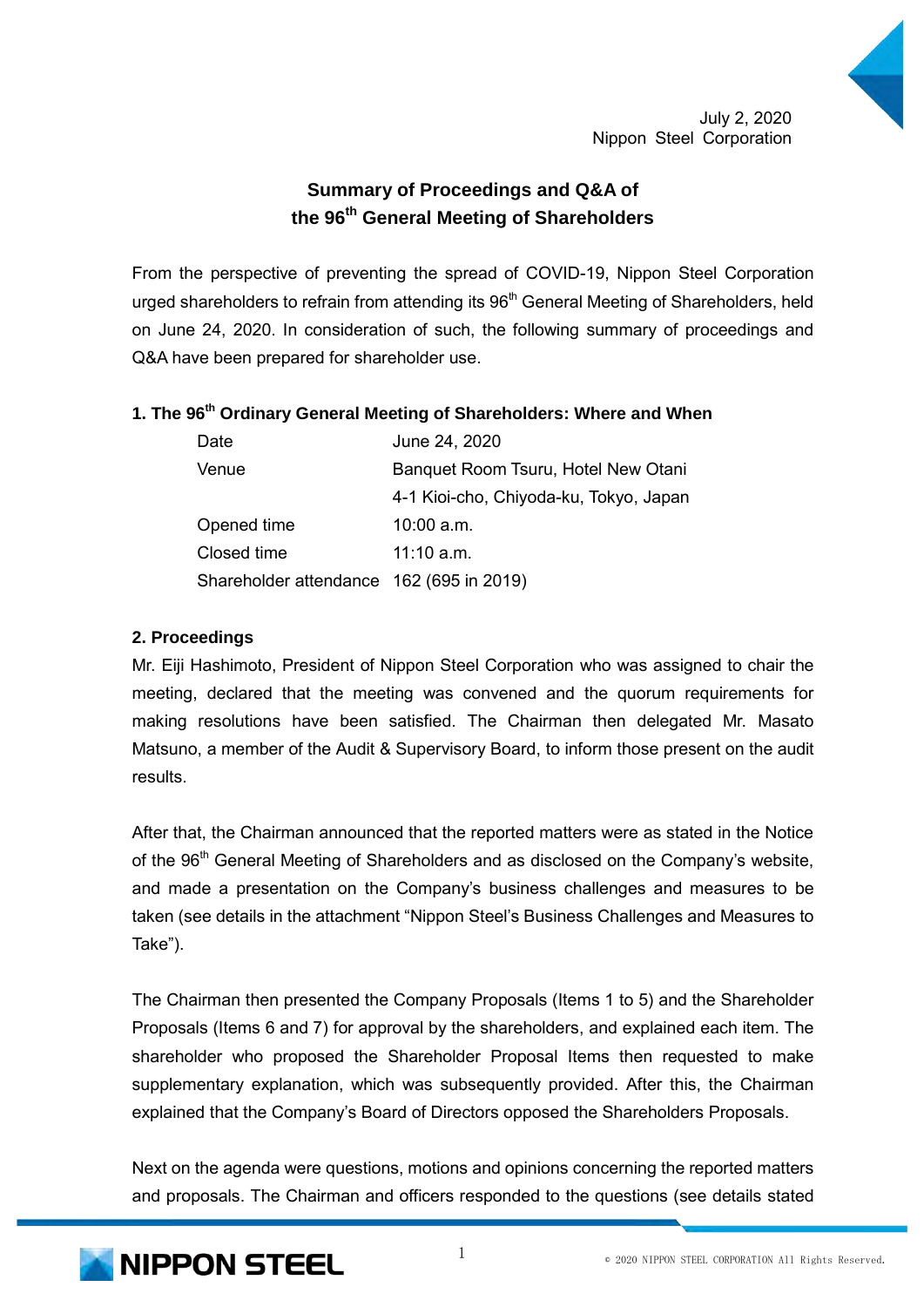July 2, 2020
Nippon Steel Corporation

# Summary of Proceedings and Q&A of the 96th General Meeting of Shareholders

From the perspective of preventing the spread of COVID-19, Nippon Steel Corporation urged shareholders to refrain from attending its 96th General Meeting of Shareholders, held on June 24, 2020. In consideration of such, the following summary of proceedings and Q&A have been prepared for shareholder use.

## 1. The 96th Ordinary General Meeting of Shareholders: Where and When

| | |
|---|---|
| Date | June 24, 2020 |
| Venue | Banquet Room Tsuru, Hotel New Otani<br>4-1 Kioi-cho, Chiyoda-ku, Tokyo, Japan |
| Opened time | 10:00 a.m. |
| Closed time | 11:10 a.m. |
| Shareholder attendance | 162 (695 in 2019) |

## 2. Proceedings

Mr. Eiji Hashimoto, President of Nippon Steel Corporation who was assigned to chair the meeting, declared that the meeting was convened and the quorum requirements for making resolutions have been satisfied. The Chairman then delegated Mr. Masato Matsuno, a member of the Audit & Supervisory Board, to inform those present on the audit results.

After that, the Chairman announced that the reported matters were as stated in the Notice of the 96th General Meeting of Shareholders and as disclosed on the Company's website, and made a presentation on the Company's business challenges and measures to be taken (see details in the attachment "Nippon Steel's Business Challenges and Measures to Take").

The Chairman then presented the Company Proposals (Items 1 to 5) and the Shareholder Proposals (Items 6 and 7) for approval by the shareholders, and explained each item. The shareholder who proposed the Shareholder Proposal Items then requested to make supplementary explanation, which was subsequently provided. After this, the Chairman explained that the Company's Board of Directors opposed the Shareholders Proposals.

Next on the agenda were questions, motions and opinions concerning the reported matters and proposals. The Chairman and officers responded to the questions (see details stated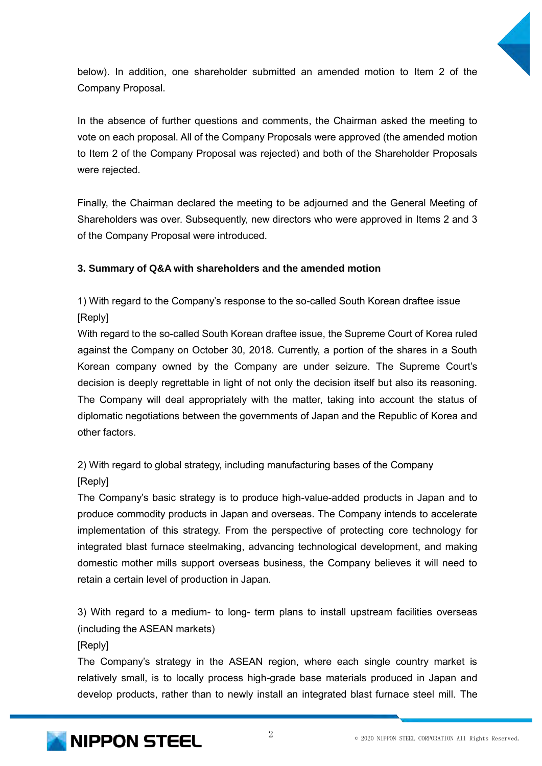below). In addition, one shareholder submitted an amended motion to Item 2 of the Company Proposal.

In the absence of further questions and comments, the Chairman asked the meeting to vote on each proposal. All of the Company Proposals were approved (the amended motion to Item 2 of the Company Proposal was rejected) and both of the Shareholder Proposals were rejected.

Finally, the Chairman declared the meeting to be adjourned and the General Meeting of Shareholders was over. Subsequently, new directors who were approved in Items 2 and 3 of the Company Proposal were introduced.

**3. Summary of Q&A with shareholders and the amended motion**

1) With regard to the Company's response to the so-called South Korean draftee issue
[Reply]
With regard to the so-called South Korean draftee issue, the Supreme Court of Korea ruled against the Company on October 30, 2018. Currently, a portion of the shares in a South Korean company owned by the Company are under seizure. The Supreme Court's decision is deeply regrettable in light of not only the decision itself but also its reasoning. The Company will deal appropriately with the matter, taking into account the status of diplomatic negotiations between the governments of Japan and the Republic of Korea and other factors.

2) With regard to global strategy, including manufacturing bases of the Company
[Reply]
The Company's basic strategy is to produce high-value-added products in Japan and to produce commodity products in Japan and overseas. The Company intends to accelerate implementation of this strategy. From the perspective of protecting core technology for integrated blast furnace steelmaking, advancing technological development, and making domestic mother mills support overseas business, the Company believes it will need to retain a certain level of production in Japan.

3) With regard to a medium- to long- term plans to install upstream facilities overseas (including the ASEAN markets)
[Reply]
The Company's strategy in the ASEAN region, where each single country market is relatively small, is to locally process high-grade base materials produced in Japan and develop products, rather than to newly install an integrated blast furnace steel mill. The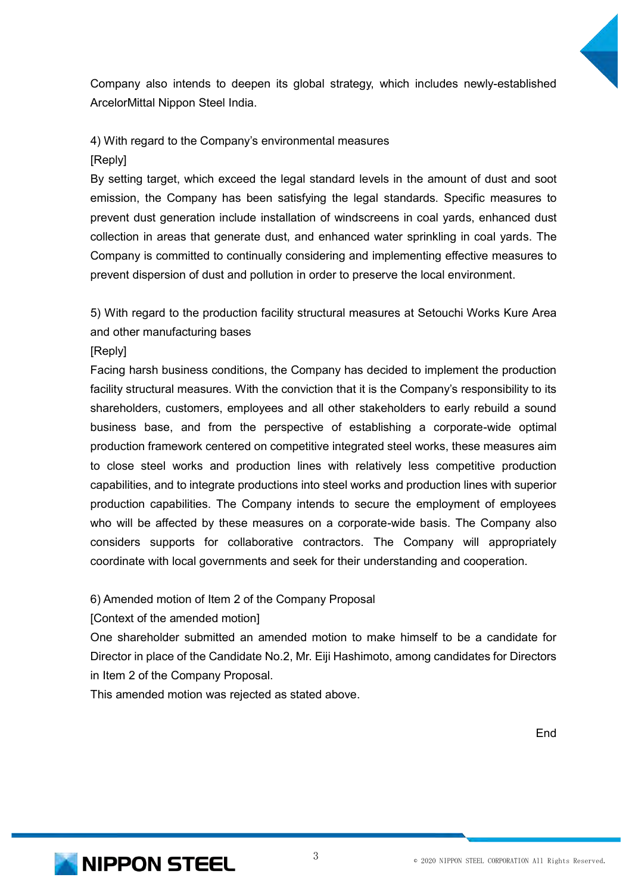Company also intends to deepen its global strategy, which includes newly-established ArcelorMittal Nippon Steel India.

4) With regard to the Company's environmental measures

[Reply]

By setting target, which exceed the legal standard levels in the amount of dust and soot emission, the Company has been satisfying the legal standards. Specific measures to prevent dust generation include installation of windscreens in coal yards, enhanced dust collection in areas that generate dust, and enhanced water sprinkling in coal yards. The Company is committed to continually considering and implementing effective measures to prevent dispersion of dust and pollution in order to preserve the local environment.

5) With regard to the production facility structural measures at Setouchi Works Kure Area and other manufacturing bases

[Reply]

Facing harsh business conditions, the Company has decided to implement the production facility structural measures. With the conviction that it is the Company's responsibility to its shareholders, customers, employees and all other stakeholders to early rebuild a sound business base, and from the perspective of establishing a corporate-wide optimal production framework centered on competitive integrated steel works, these measures aim to close steel works and production lines with relatively less competitive production capabilities, and to integrate productions into steel works and production lines with superior production capabilities. The Company intends to secure the employment of employees who will be affected by these measures on a corporate-wide basis. The Company also considers supports for collaborative contractors. The Company will appropriately coordinate with local governments and seek for their understanding and cooperation.

6) Amended motion of Item 2 of the Company Proposal

[Context of the amended motion]

One shareholder submitted an amended motion to make himself to be a candidate for Director in place of the Candidate No.2, Mr. Eiji Hashimoto, among candidates for Directors in Item 2 of the Company Proposal.

This amended motion was rejected as stated above.

End